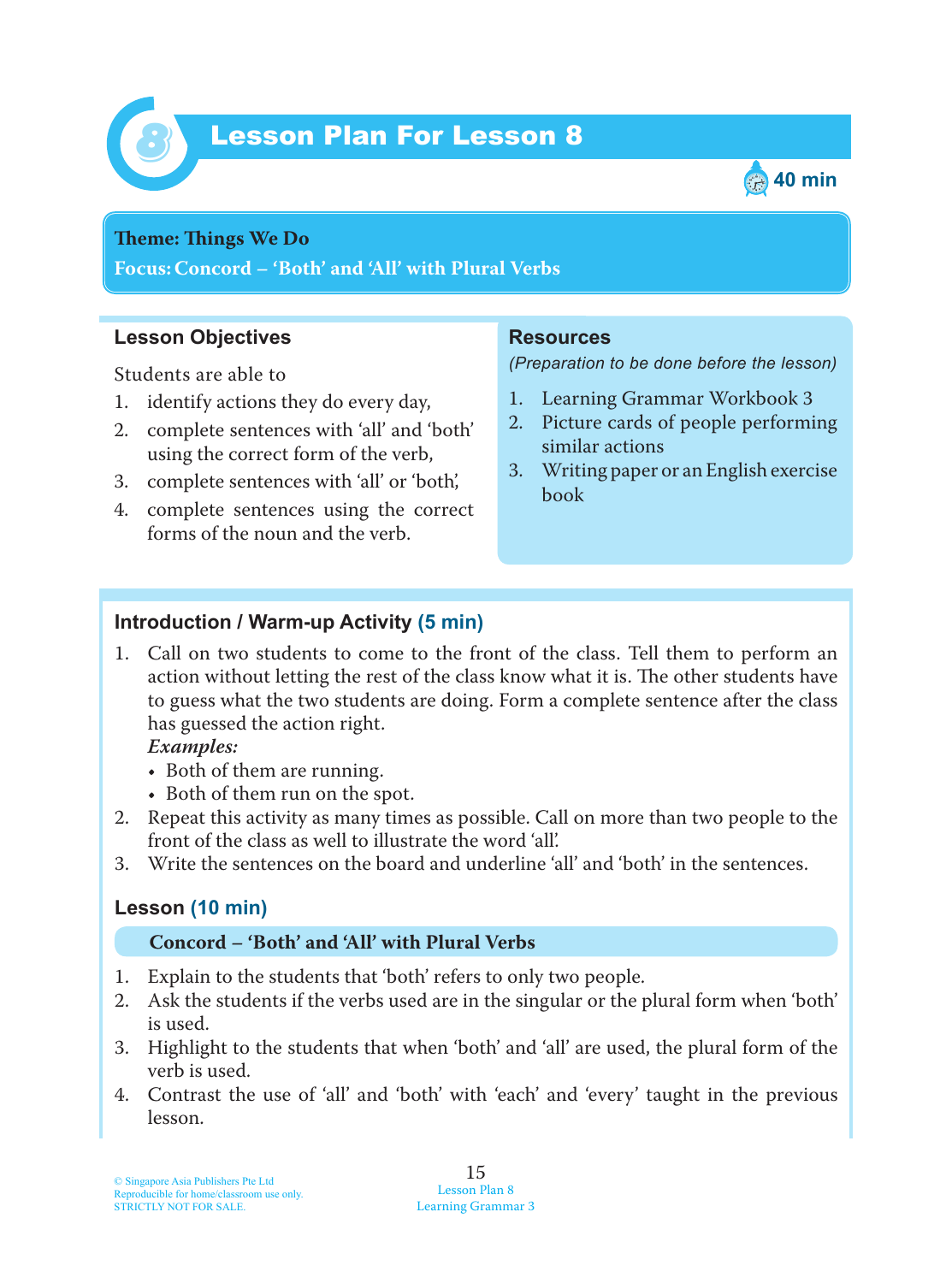# Lesson Plan For Lesson 8

40 min

**Theme: Things We Do**
**Focus: Concord – 'Both' and 'All' with Plural Verbs**

## Lesson Objectives

Students are able to

1. identify actions they do every day,
2. complete sentences with 'all' and 'both' using the correct form of the verb,
3. complete sentences with 'all' or 'both',
4. complete sentences using the correct forms of the noun and the verb.

## Resources

*(Preparation to be done before the lesson)*

1. Learning Grammar Workbook 3
2. Picture cards of people performing similar actions
3. Writing paper or an English exercise book

## Introduction / Warm-up Activity (5 min)

1. Call on two students to come to the front of the class. Tell them to perform an action without letting the rest of the class know what it is. The other students have to guess what the two students are doing. Form a complete sentence after the class has guessed the action right.
   ***Examples:***
   - Both of them are running.
   - Both of them run on the spot.
2. Repeat this activity as many times as possible. Call on more than two people to the front of the class as well to illustrate the word 'all'.
3. Write the sentences on the board and underline 'all' and 'both' in the sentences.

## Lesson (10 min)

**Concord – 'Both' and 'All' with Plural Verbs**

1. Explain to the students that 'both' refers to only two people.
2. Ask the students if the verbs used are in the singular or the plural form when 'both' is used.
3. Highlight to the students that when 'both' and 'all' are used, the plural form of the verb is used.
4. Contrast the use of 'all' and 'both' with 'each' and 'every' taught in the previous lesson.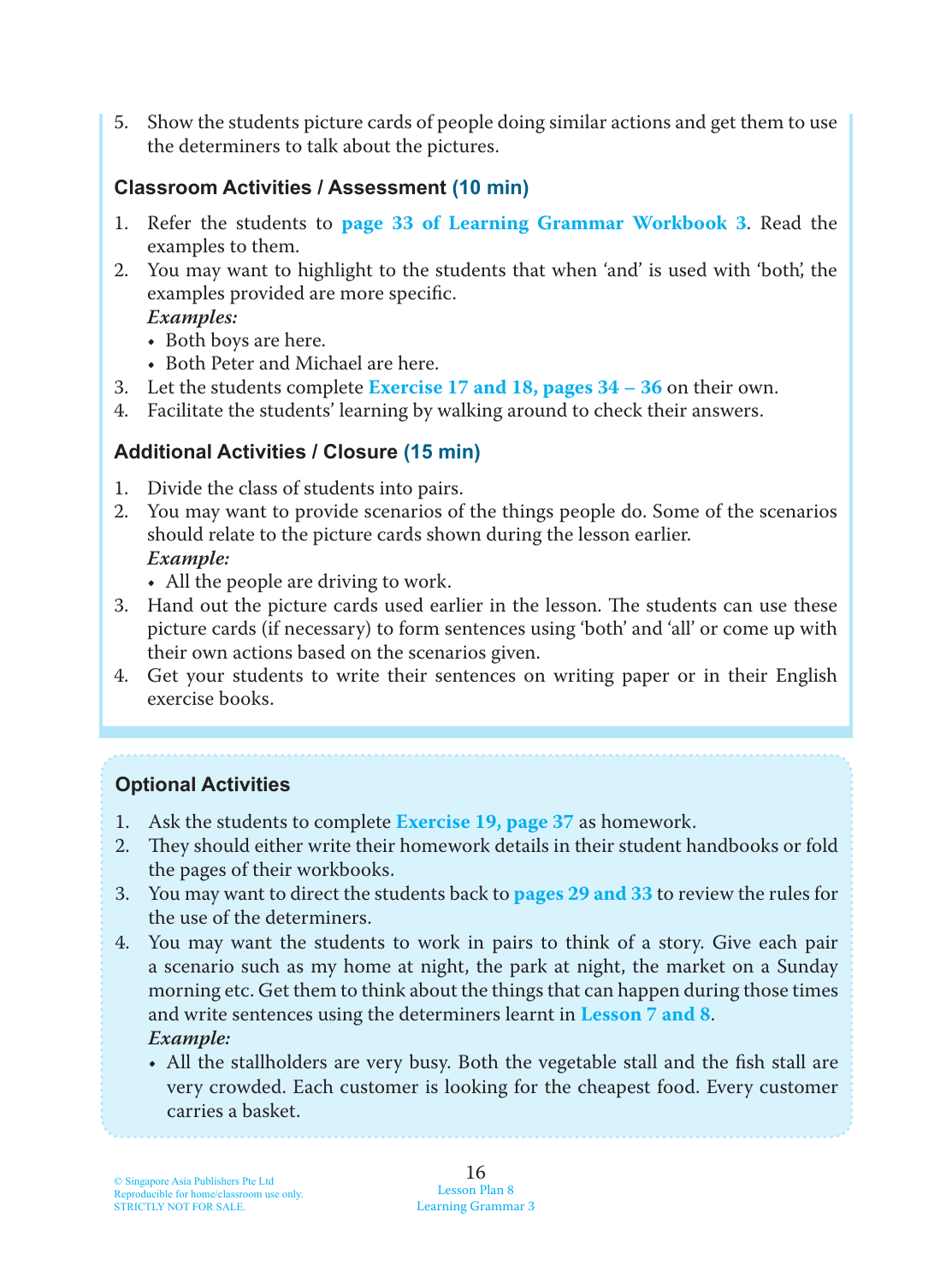5. Show the students picture cards of people doing similar actions and get them to use the determiners to talk about the pictures.

### Classroom Activities / Assessment (10 min)

1. Refer the students to **page 33 of Learning Grammar Workbook 3**. Read the examples to them.
2. You may want to highlight to the students that when 'and' is used with 'both', the examples provided are more specific.
   ***Examples:***
   - Both boys are here.
   - Both Peter and Michael are here.
3. Let the students complete **Exercise 17 and 18, pages 34 – 36** on their own.
4. Facilitate the students' learning by walking around to check their answers.

### Additional Activities / Closure (15 min)

1. Divide the class of students into pairs.
2. You may want to provide scenarios of the things people do. Some of the scenarios should relate to the picture cards shown during the lesson earlier.
   ***Example:***
   - All the people are driving to work.
3. Hand out the picture cards used earlier in the lesson. The students can use these picture cards (if necessary) to form sentences using 'both' and 'all' or come up with their own actions based on the scenarios given.
4. Get your students to write their sentences on writing paper or in their English exercise books.

### Optional Activities

1. Ask the students to complete **Exercise 19, page 37** as homework.
2. They should either write their homework details in their student handbooks or fold the pages of their workbooks.
3. You may want to direct the students back to **pages 29 and 33** to review the rules for the use of the determiners.
4. You may want the students to work in pairs to think of a story. Give each pair a scenario such as my home at night, the park at night, the market on a Sunday morning etc. Get them to think about the things that can happen during those times and write sentences using the determiners learnt in **Lesson 7 and 8**.
   ***Example:***
   - All the stallholders are very busy. Both the vegetable stall and the fish stall are very crowded. Each customer is looking for the cheapest food. Every customer carries a basket.

© Singapore Asia Publishers Pte Ltd
Reproducible for home/classroom use only.
STRICTLY NOT FOR SALE.